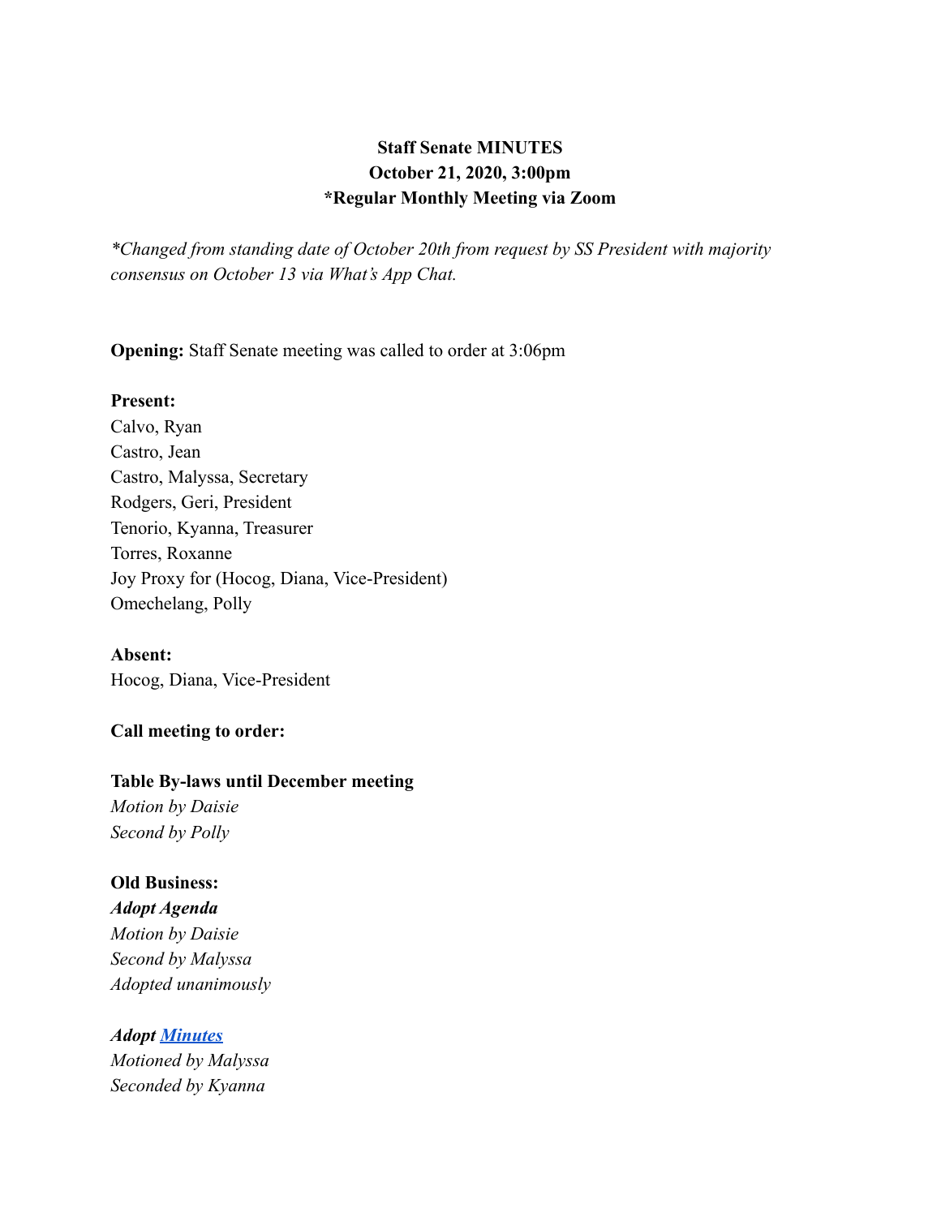**Staff Senate MINUTES**
**October 21, 2020, 3:00pm**
**\*Regular Monthly Meeting via Zoom**

*\*Changed from standing date of October 20th from request by SS President with majority consensus on October 13 via What's App Chat.*

**Opening:** Staff Senate meeting was called to order at 3:06pm

**Present:**
Calvo, Ryan
Castro, Jean
Castro, Malyssa, Secretary
Rodgers, Geri, President
Tenorio, Kyanna, Treasurer
Torres, Roxanne
Joy Proxy for (Hocog, Diana, Vice-President)
Omechelang, Polly

**Absent:**
Hocog, Diana, Vice-President

**Call meeting to order:**

**Table By-laws until December meeting**
*Motion by Daisie*
*Second by Polly*

**Old Business:**
***Adopt Agenda***
*Motion by Daisie*
*Second by Malyssa*
*Adopted unanimously*

***Adopt Minutes***
*Motioned by Malyssa*
*Seconded by Kyanna*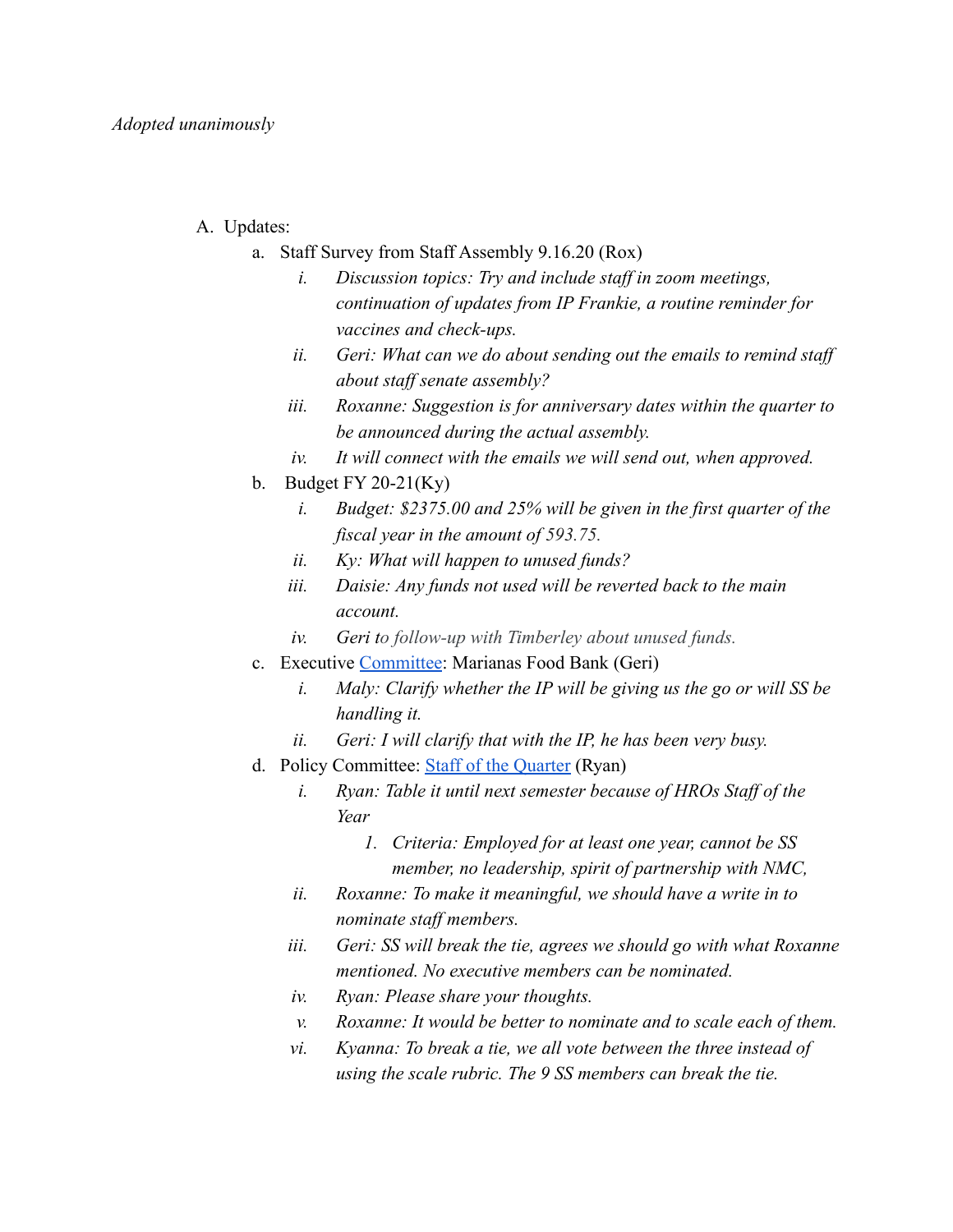*Adopted unanimously*

A. Updates:
   a. Staff Survey from Staff Assembly 9.16.20 (Rox)
      i. *Discussion topics: Try and include staff in zoom meetings, continuation of updates from IP Frankie, a routine reminder for vaccines and check-ups.*
      ii. *Geri: What can we do about sending out the emails to remind staff about staff senate assembly?*
      iii. *Roxanne: Suggestion is for anniversary dates within the quarter to be announced during the actual assembly.*
      iv. *It will connect with the emails we will send out, when approved.*
   b. Budget FY 20-21(Ky)
      i. *Budget: $2375.00 and 25% will be given in the first quarter of the fiscal year in the amount of 593.75.*
      ii. *Ky: What will happen to unused funds?*
      iii. *Daisie: Any funds not used will be reverted back to the main account.*
      iv. *Geri to follow-up with Timberley about unused funds.*
   c. Executive [Committee]: Marianas Food Bank (Geri)
      i. *Maly: Clarify whether the IP will be giving us the go or will SS be handling it.*
      ii. *Geri: I will clarify that with the IP, he has been very busy.*
   d. Policy Committee: [Staff of the Quarter] (Ryan)
      i. *Ryan: Table it until next semester because of HROs Staff of the Year*
         1. *Criteria: Employed for at least one year, cannot be SS member, no leadership, spirit of partnership with NMC,*
      ii. *Roxanne: To make it meaningful, we should have a write in to nominate staff members.*
      iii. *Geri: SS will break the tie, agrees we should go with what Roxanne mentioned. No executive members can be nominated.*
      iv. *Ryan: Please share your thoughts.*
      v. *Roxanne: It would be better to nominate and to scale each of them.*
      vi. *Kyanna: To break a tie, we all vote between the three instead of using the scale rubric. The 9 SS members can break the tie.*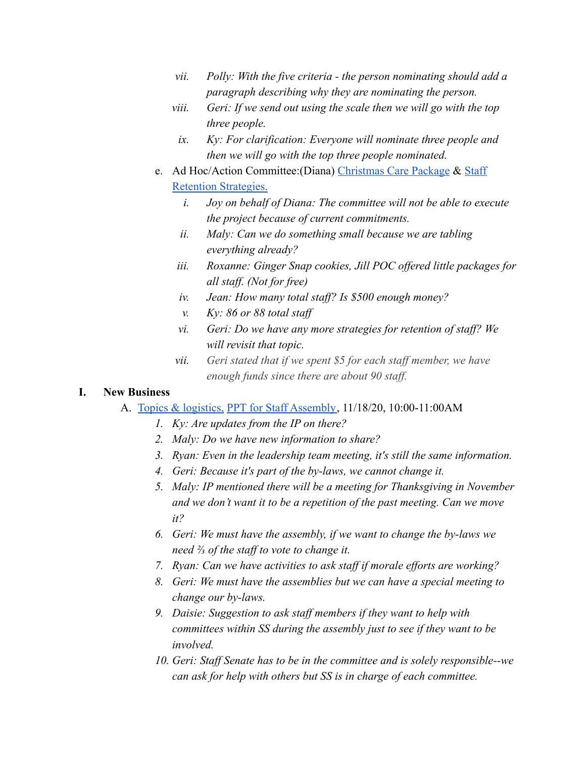vii. *Polly: With the five criteria - the person nominating should add a paragraph describing why they are nominating the person.*

viii. *Geri: If we send out using the scale then we will go with the top three people.*

ix. *Ky: For clarification: Everyone will nominate three people and then we will go with the top three people nominated.*

e. Ad Hoc/Action Committee:(Diana) Christmas Care Package & Staff Retention Strategies.

i. *Joy on behalf of Diana: The committee will not be able to execute the project because of current commitments.*

ii. *Maly: Can we do something small because we are tabling everything already?*

iii. *Roxanne: Ginger Snap cookies, Jill POC offered little packages for all staff. (Not for free)*

iv. *Jean: How many total staff? Is $500 enough money?*

v. *Ky: 86 or 88 total staff*

vi. *Geri: Do we have any more strategies for retention of staff? We will revisit that topic.*

vii. *Geri stated that if we spent $5 for each staff member, we have enough funds since there are about 90 staff.*

## I. New Business

A. Topics & logistics, PPT for Staff Assembly, 11/18/20, 10:00-11:00AM

1. *Ky: Are updates from the IP on there?*
2. *Maly: Do we have new information to share?*
3. *Ryan: Even in the leadership team meeting, it's still the same information.*
4. *Geri: Because it's part of the by-laws, we cannot change it.*
5. *Maly: IP mentioned there will be a meeting for Thanksgiving in November and we don't want it to be a repetition of the past meeting. Can we move it?*
6. *Geri: We must have the assembly, if we want to change the by-laws we need ⅔ of the staff to vote to change it.*
7. *Ryan: Can we have activities to ask staff if morale efforts are working?*
8. *Geri: We must have the assemblies but we can have a special meeting to change our by-laws.*
9. *Daisie: Suggestion to ask staff members if they want to help with committees within SS during the assembly just to see if they want to be involved.*
10. *Geri: Staff Senate has to be in the committee and is solely responsible--we can ask for help with others but SS is in charge of each committee.*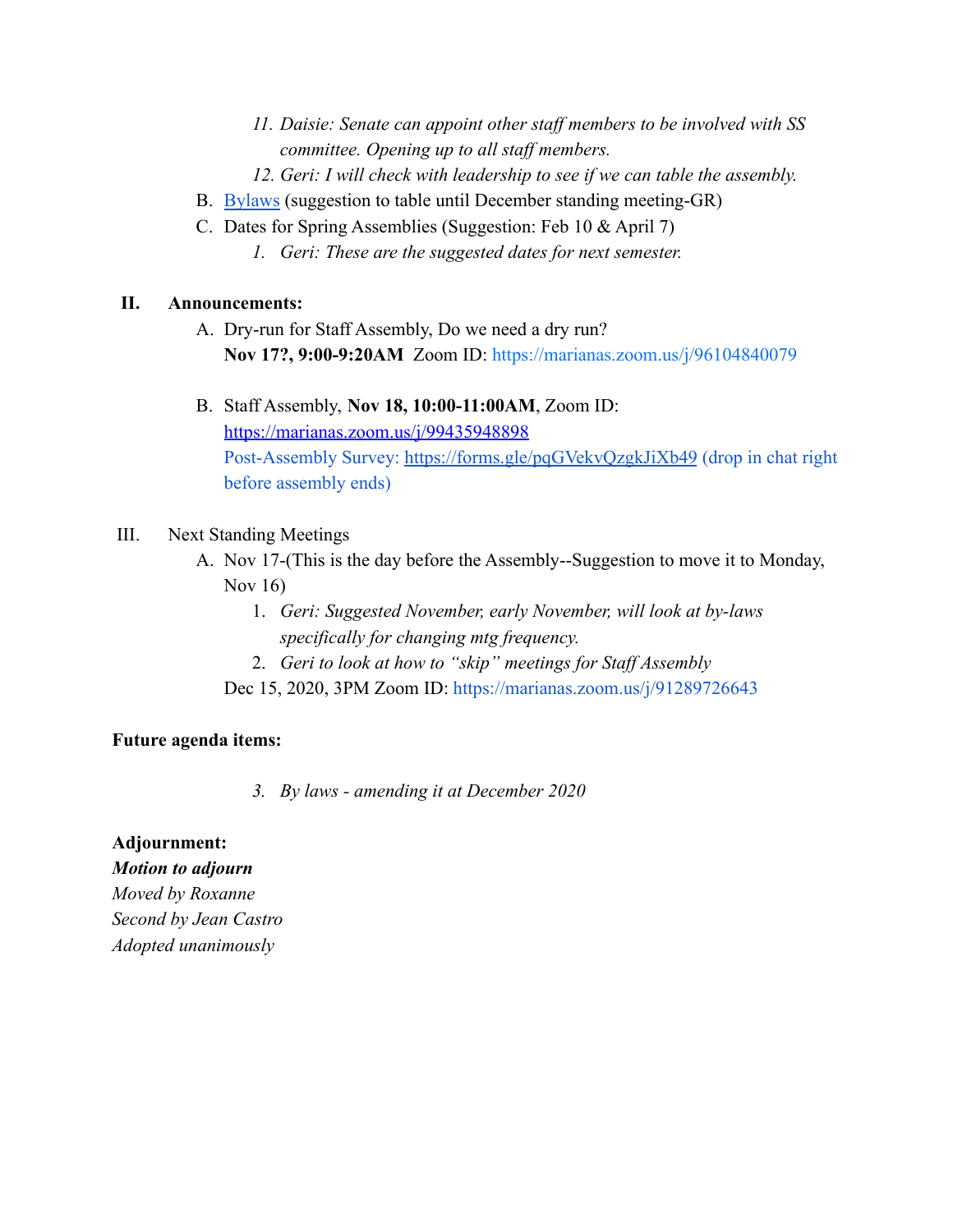11. *Daisie: Senate can appoint other staff members to be involved with SS committee. Opening up to all staff members.*
12. *Geri: I will check with leadership to see if we can table the assembly.*

B. [Bylaws](#) (suggestion to table until December standing meeting-GR)

C. Dates for Spring Assemblies (Suggestion: Feb 10 & April 7)

1. *Geri: These are the suggested dates for next semester.*

**II. Announcements:**

A. Dry-run for Staff Assembly, Do we need a dry run?
**Nov 17?, 9:00-9:20AM** Zoom ID: https://marianas.zoom.us/j/96104840079

B. Staff Assembly, **Nov 18, 10:00-11:00AM**, Zoom ID: https://marianas.zoom.us/j/99435948898
Post-Assembly Survey: https://forms.gle/pqGVekvQzgkJiXb49 (drop in chat right before assembly ends)

III. Next Standing Meetings

A. Nov 17-(This is the day before the Assembly--Suggestion to move it to Monday, Nov 16)

1. *Geri: Suggested November, early November, will look at by-laws specifically for changing mtg frequency.*
2. *Geri to look at how to "skip" meetings for Staff Assembly*

Dec 15, 2020, 3PM Zoom ID: https://marianas.zoom.us/j/91289726643

**Future agenda items:**

3. *By laws - amending it at December 2020*

**Adjournment:**

***Motion to adjourn***

*Moved by Roxanne*

*Second by Jean Castro*

*Adopted unanimously*